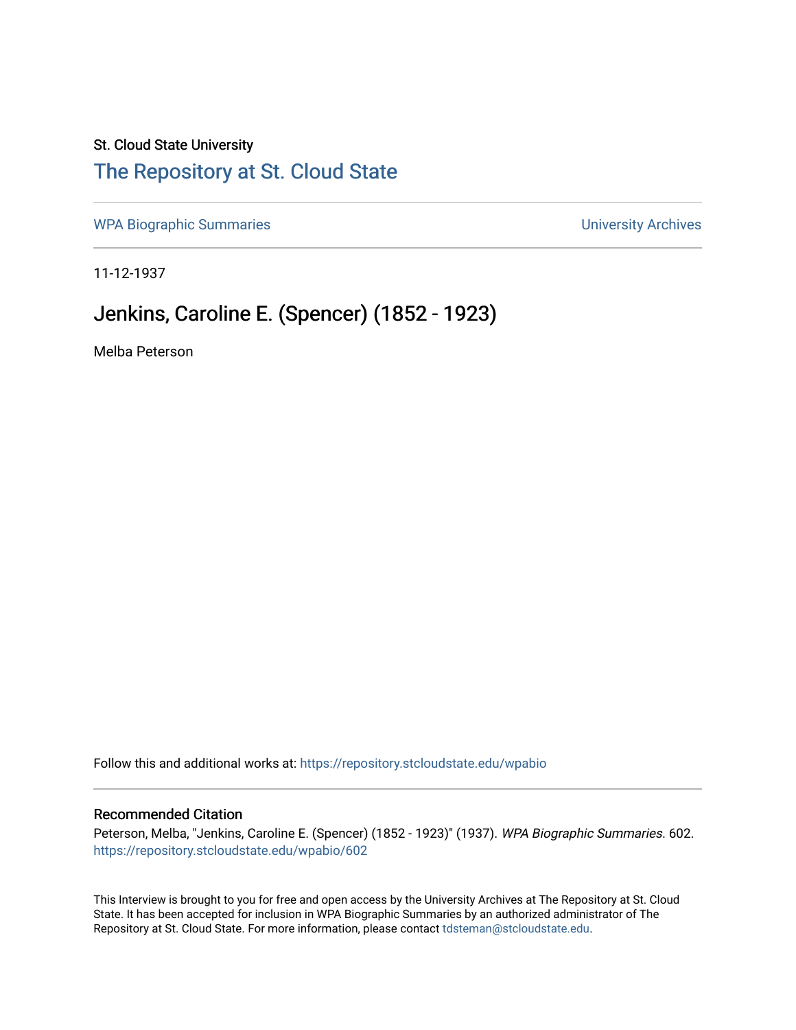St. Cloud State University

# The Repository at St. Cloud State

WPA Biographic Summaries | University Archives

11-12-1937

## Jenkins, Caroline E. (Spencer) (1852 - 1923)

Melba Peterson

Follow this and additional works at: https://repository.stcloudstate.edu/wpabio

### Recommended Citation

Peterson, Melba, "Jenkins, Caroline E. (Spencer) (1852 - 1923)" (1937). *WPA Biographic Summaries*. 602.
https://repository.stcloudstate.edu/wpabio/602

This Interview is brought to you for free and open access by the University Archives at The Repository at St. Cloud State. It has been accepted for inclusion in WPA Biographic Summaries by an authorized administrator of The Repository at St. Cloud State. For more information, please contact tdsteman@stcloudstate.edu.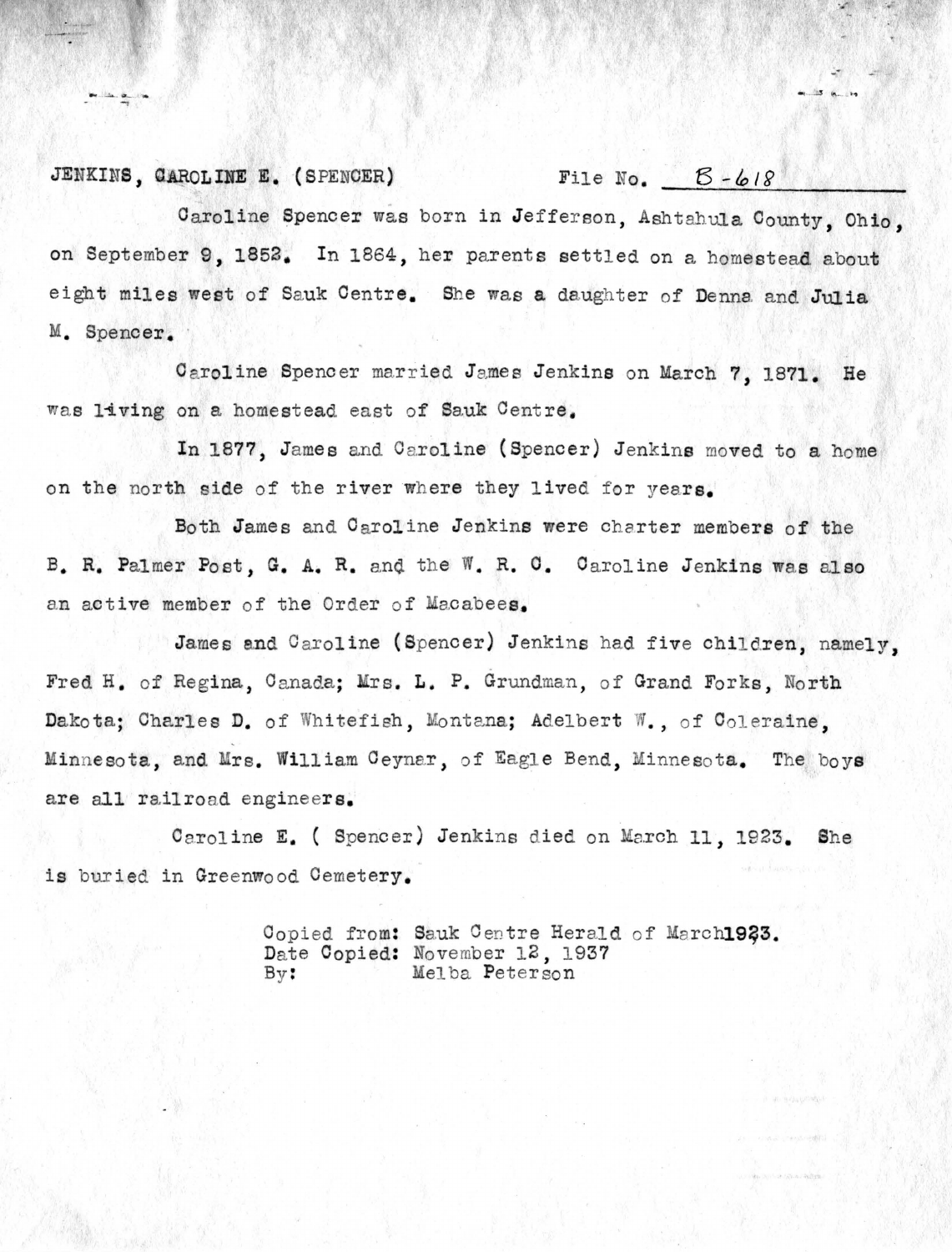JENKINS, CAROLINE E. (SPENCER) File No. B-618

Caroline Spencer was born in Jefferson, Ashtahula County, Ohio, on September 9, 1852. In 1864, her parents settled on a homestead about eight miles west of Sauk Centre. She was a daughter of Denna and Julia M. Spencer.

Caroline Spencer married James Jenkins on March 7, 1871. He was living on a homestead east of Sauk Centre.

In 1877, James and Caroline (Spencer) Jenkins moved to a home on the north side of the river where they lived for years.

Both James and Caroline Jenkins were charter members of the B. R. Palmer Post, G. A. R. and the W. R. C. Caroline Jenkins was also an active member of the Order of Macabees.

James and Caroline (Spencer) Jenkins had five children, namely, Fred H. of Regina, Canada; Mrs. L. P. Grundman, of Grand Forks, North Dakota; Charles D. of Whitefish, Montana; Adelbert W., of Coleraine, Minnesota, and Mrs. William Ceynar, of Eagle Bend, Minnesota. The boys are all railroad engineers.

Caroline E. ( Spencer) Jenkins died on March 11, 1923. She is buried in Greenwood Cemetery.

Copied from: Sauk Centre Herald of March 1923.
Date Copied: November 12, 1937
By: Melba Peterson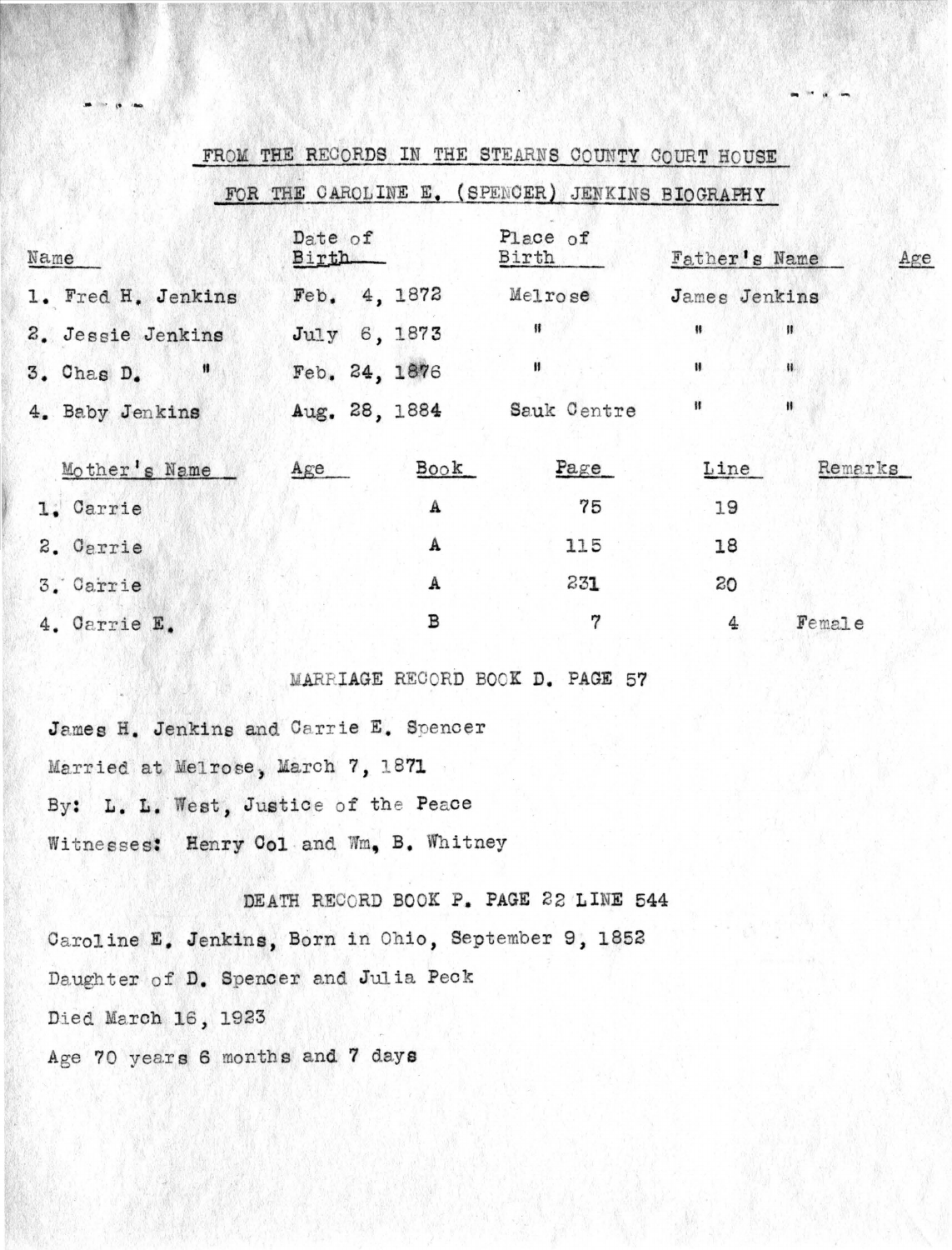## FROM THE RECORDS IN THE STEARNS COUNTY COURT HOUSE

## FOR THE CAROLINE E. (SPENCER) JENKINS BIOGRAPHY

| Name | Date of Birth | Place of Birth | Father's Name | Age |
|---|---|---|---|---|
| 1. Fred H. Jenkins | Feb. 4, 1872 | Melrose | James Jenkins | |
| 2. Jessie Jenkins | July 6, 1873 | " | " " | |
| 3. Chas D. " | Feb. 24, 1876 | " | " " | |
| 4. Baby Jenkins | Aug. 28, 1884 | Sauk Centre | " " | |

| Mother's Name | Age | Book | Page | Line | Remarks |
|---|---|---|---|---|---|
| 1. Carrie | | A | 75 | 19 | |
| 2. Carrie | | A | 115 | 18 | |
| 3. Carrie | | A | 231 | 20 | |
| 4. Carrie E. | | B | 7 | 4 | Female |

MARRIAGE RECORD BOOK D. PAGE 57

James H. Jenkins and Carrie E. Spencer

Married at Melrose, March 7, 1871

By: L. L. West, Justice of the Peace

Witnesses: Henry Col and Wm, B. Whitney

DEATH RECORD BOOK P. PAGE 22 LINE 544

Caroline E. Jenkins, Born in Ohio, September 9, 1852

Daughter of D. Spencer and Julia Peck

Died March 16, 1923

Age 70 years 6 months and 7 days